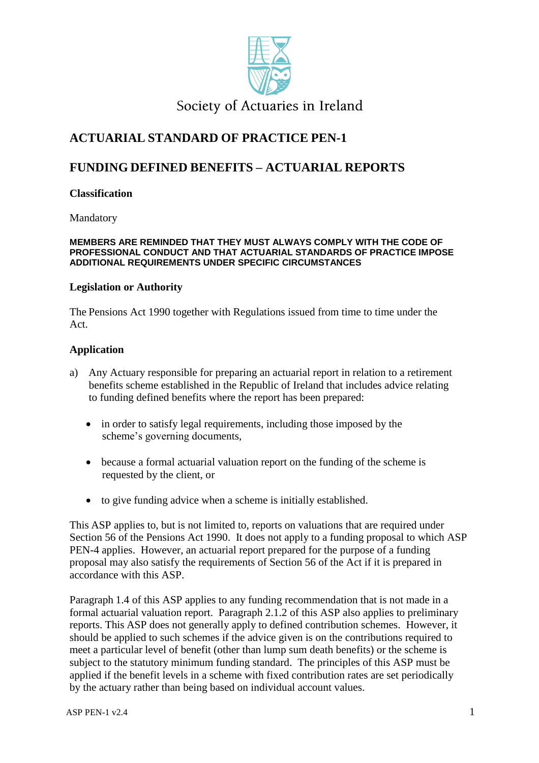Society of Actuaries in Ireland

# ACTUARIAL STANDARD OF PRACTICE PEN-1

# FUNDING DEFINED BENEFITS – ACTUARIAL REPORTS

**Classification**

Mandatory

**MEMBERS ARE REMINDED THAT THEY MUST ALWAYS COMPLY WITH THE CODE OF PROFESSIONAL CONDUCT AND THAT ACTUARIAL STANDARDS OF PRACTICE IMPOSE ADDITIONAL REQUIREMENTS UNDER SPECIFIC CIRCUMSTANCES**

**Legislation or Authority**

The Pensions Act 1990 together with Regulations issued from time to time under the Act.

**Application**

a) Any Actuary responsible for preparing an actuarial report in relation to a retirement benefits scheme established in the Republic of Ireland that includes advice relating to funding defined benefits where the report has been prepared:

- in order to satisfy legal requirements, including those imposed by the scheme's governing documents,
- because a formal actuarial valuation report on the funding of the scheme is requested by the client, or
- to give funding advice when a scheme is initially established.

This ASP applies to, but is not limited to, reports on valuations that are required under Section 56 of the Pensions Act 1990. It does not apply to a funding proposal to which ASP PEN-4 applies. However, an actuarial report prepared for the purpose of a funding proposal may also satisfy the requirements of Section 56 of the Act if it is prepared in accordance with this ASP.

Paragraph 1.4 of this ASP applies to any funding recommendation that is not made in a formal actuarial valuation report. Paragraph 2.1.2 of this ASP also applies to preliminary reports. This ASP does not generally apply to defined contribution schemes. However, it should be applied to such schemes if the advice given is on the contributions required to meet a particular level of benefit (other than lump sum death benefits) or the scheme is subject to the statutory minimum funding standard. The principles of this ASP must be applied if the benefit levels in a scheme with fixed contribution rates are set periodically by the actuary rather than being based on individual account values.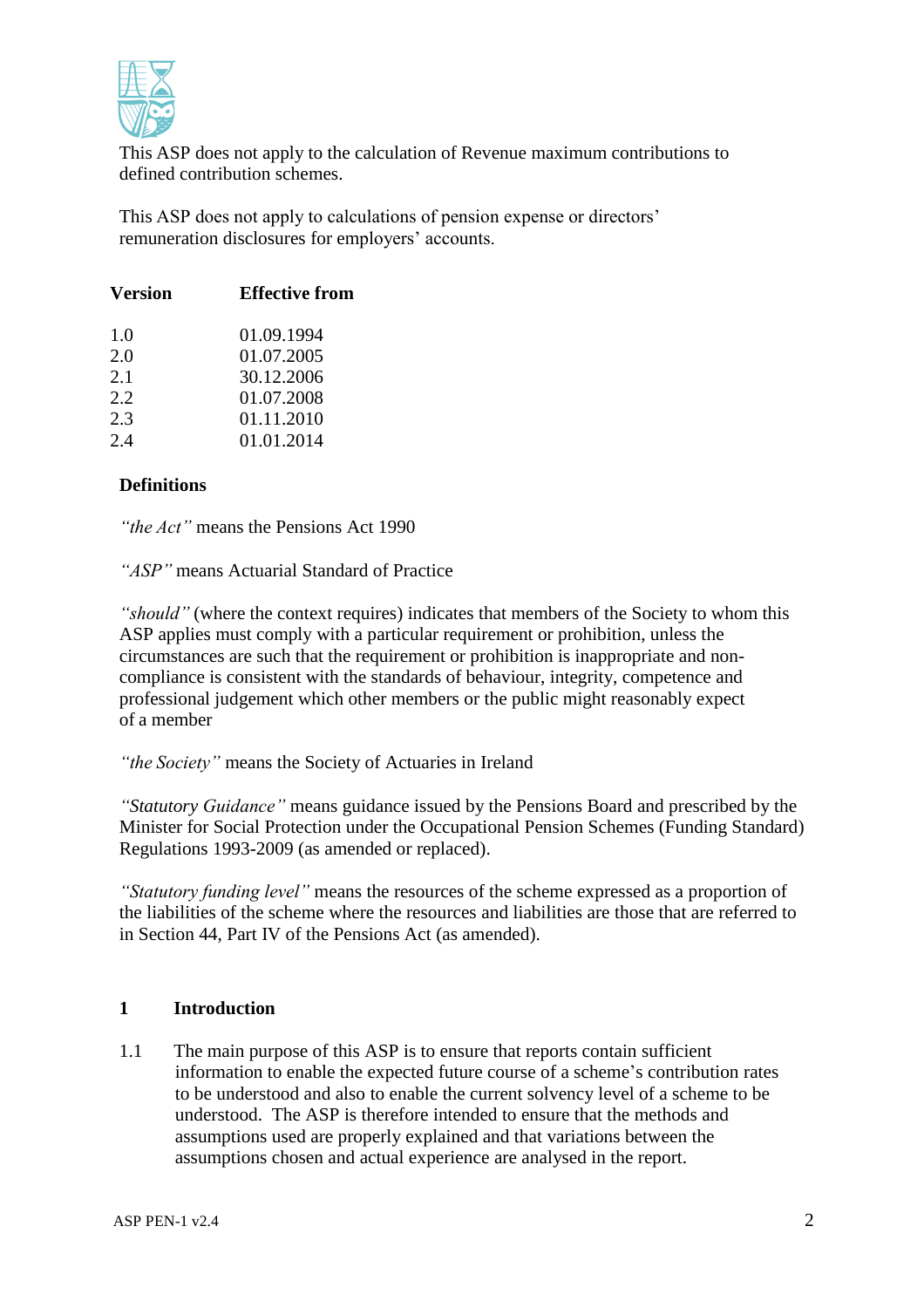This ASP does not apply to the calculation of Revenue maximum contributions to defined contribution schemes.

This ASP does not apply to calculations of pension expense or directors' remuneration disclosures for employers' accounts.

| Version | Effective from |
|---|---|
| 1.0 | 01.09.1994 |
| 2.0 | 01.07.2005 |
| 2.1 | 30.12.2006 |
| 2.2 | 01.07.2008 |
| 2.3 | 01.11.2010 |
| 2.4 | 01.01.2014 |

**Definitions**

*"the Act"* means the Pensions Act 1990

*"ASP"* means Actuarial Standard of Practice

*"should"* (where the context requires) indicates that members of the Society to whom this ASP applies must comply with a particular requirement or prohibition, unless the circumstances are such that the requirement or prohibition is inappropriate and non-compliance is consistent with the standards of behaviour, integrity, competence and professional judgement which other members or the public might reasonably expect of a member

*"the Society"* means the Society of Actuaries in Ireland

*"Statutory Guidance"* means guidance issued by the Pensions Board and prescribed by the Minister for Social Protection under the Occupational Pension Schemes (Funding Standard) Regulations 1993-2009 (as amended or replaced).

*"Statutory funding level"* means the resources of the scheme expressed as a proportion of the liabilities of the scheme where the resources and liabilities are those that are referred to in Section 44, Part IV of the Pensions Act (as amended).

## 1 Introduction

1.1 The main purpose of this ASP is to ensure that reports contain sufficient information to enable the expected future course of a scheme's contribution rates to be understood and also to enable the current solvency level of a scheme to be understood. The ASP is therefore intended to ensure that the methods and assumptions used are properly explained and that variations between the assumptions chosen and actual experience are analysed in the report.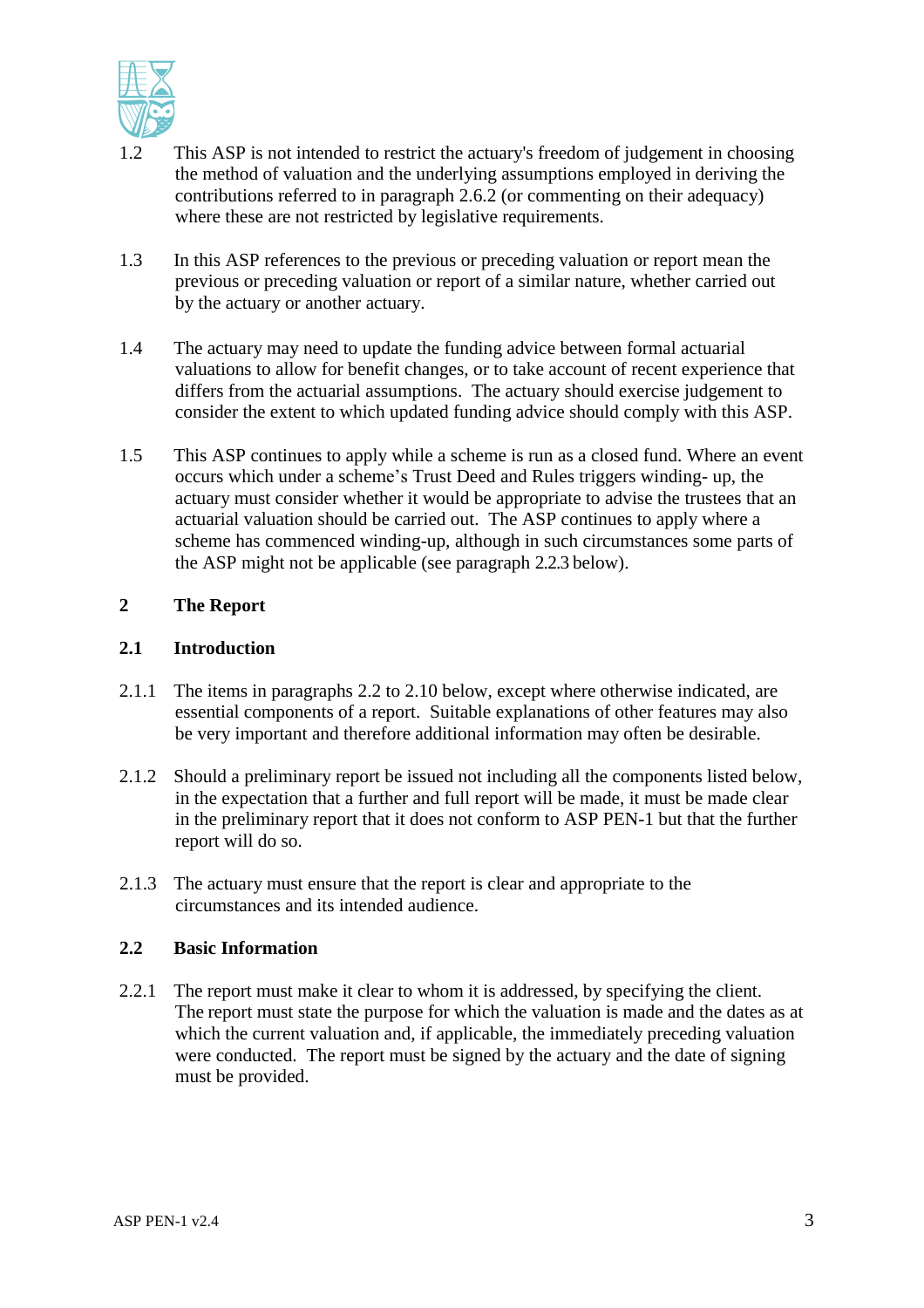1.2 This ASP is not intended to restrict the actuary's freedom of judgement in choosing the method of valuation and the underlying assumptions employed in deriving the contributions referred to in paragraph 2.6.2 (or commenting on their adequacy) where these are not restricted by legislative requirements.

1.3 In this ASP references to the previous or preceding valuation or report mean the previous or preceding valuation or report of a similar nature, whether carried out by the actuary or another actuary.

1.4 The actuary may need to update the funding advice between formal actuarial valuations to allow for benefit changes, or to take account of recent experience that differs from the actuarial assumptions. The actuary should exercise judgement to consider the extent to which updated funding advice should comply with this ASP.

1.5 This ASP continues to apply while a scheme is run as a closed fund. Where an event occurs which under a scheme's Trust Deed and Rules triggers winding- up, the actuary must consider whether it would be appropriate to advise the trustees that an actuarial valuation should be carried out. The ASP continues to apply where a scheme has commenced winding-up, although in such circumstances some parts of the ASP might not be applicable (see paragraph 2.2.3 below).

## 2 The Report

### 2.1 Introduction

2.1.1 The items in paragraphs 2.2 to 2.10 below, except where otherwise indicated, are essential components of a report. Suitable explanations of other features may also be very important and therefore additional information may often be desirable.

2.1.2 Should a preliminary report be issued not including all the components listed below, in the expectation that a further and full report will be made, it must be made clear in the preliminary report that it does not conform to ASP PEN-1 but that the further report will do so.

2.1.3 The actuary must ensure that the report is clear and appropriate to the circumstances and its intended audience.

### 2.2 Basic Information

2.2.1 The report must make it clear to whom it is addressed, by specifying the client. The report must state the purpose for which the valuation is made and the dates as at which the current valuation and, if applicable, the immediately preceding valuation were conducted. The report must be signed by the actuary and the date of signing must be provided.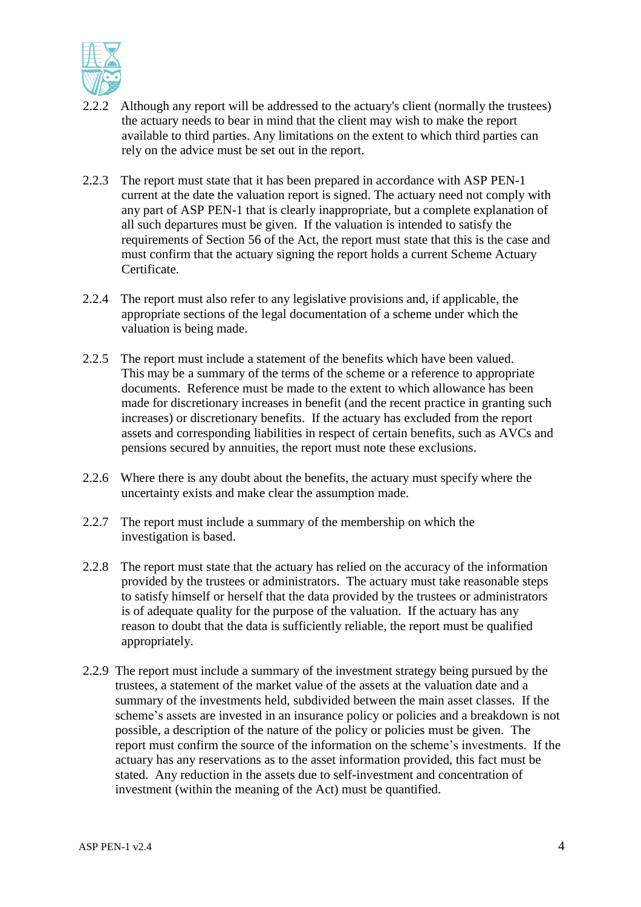2.2.2 Although any report will be addressed to the actuary's client (normally the trustees) the actuary needs to bear in mind that the client may wish to make the report available to third parties. Any limitations on the extent to which third parties can rely on the advice must be set out in the report.

2.2.3 The report must state that it has been prepared in accordance with ASP PEN-1 current at the date the valuation report is signed. The actuary need not comply with any part of ASP PEN-1 that is clearly inappropriate, but a complete explanation of all such departures must be given. If the valuation is intended to satisfy the requirements of Section 56 of the Act, the report must state that this is the case and must confirm that the actuary signing the report holds a current Scheme Actuary Certificate.

2.2.4 The report must also refer to any legislative provisions and, if applicable, the appropriate sections of the legal documentation of a scheme under which the valuation is being made.

2.2.5 The report must include a statement of the benefits which have been valued. This may be a summary of the terms of the scheme or a reference to appropriate documents. Reference must be made to the extent to which allowance has been made for discretionary increases in benefit (and the recent practice in granting such increases) or discretionary benefits. If the actuary has excluded from the report assets and corresponding liabilities in respect of certain benefits, such as AVCs and pensions secured by annuities, the report must note these exclusions.

2.2.6 Where there is any doubt about the benefits, the actuary must specify where the uncertainty exists and make clear the assumption made.

2.2.7 The report must include a summary of the membership on which the investigation is based.

2.2.8 The report must state that the actuary has relied on the accuracy of the information provided by the trustees or administrators. The actuary must take reasonable steps to satisfy himself or herself that the data provided by the trustees or administrators is of adequate quality for the purpose of the valuation. If the actuary has any reason to doubt that the data is sufficiently reliable, the report must be qualified appropriately.

2.2.9 The report must include a summary of the investment strategy being pursued by the trustees, a statement of the market value of the assets at the valuation date and a summary of the investments held, subdivided between the main asset classes. If the scheme's assets are invested in an insurance policy or policies and a breakdown is not possible, a description of the nature of the policy or policies must be given. The report must confirm the source of the information on the scheme's investments. If the actuary has any reservations as to the asset information provided, this fact must be stated. Any reduction in the assets due to self-investment and concentration of investment (within the meaning of the Act) must be quantified.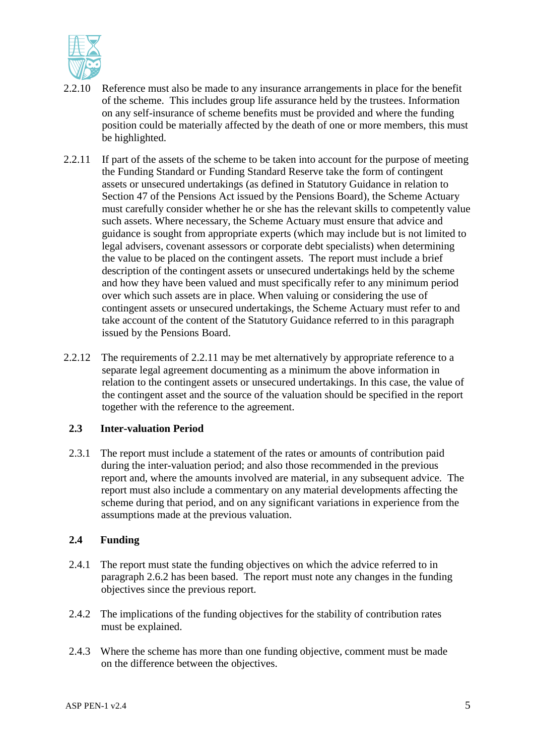2.2.10 Reference must also be made to any insurance arrangements in place for the benefit of the scheme. This includes group life assurance held by the trustees. Information on any self-insurance of scheme benefits must be provided and where the funding position could be materially affected by the death of one or more members, this must be highlighted.

2.2.11 If part of the assets of the scheme to be taken into account for the purpose of meeting the Funding Standard or Funding Standard Reserve take the form of contingent assets or unsecured undertakings (as defined in Statutory Guidance in relation to Section 47 of the Pensions Act issued by the Pensions Board), the Scheme Actuary must carefully consider whether he or she has the relevant skills to competently value such assets. Where necessary, the Scheme Actuary must ensure that advice and guidance is sought from appropriate experts (which may include but is not limited to legal advisers, covenant assessors or corporate debt specialists) when determining the value to be placed on the contingent assets. The report must include a brief description of the contingent assets or unsecured undertakings held by the scheme and how they have been valued and must specifically refer to any minimum period over which such assets are in place. When valuing or considering the use of contingent assets or unsecured undertakings, the Scheme Actuary must refer to and take account of the content of the Statutory Guidance referred to in this paragraph issued by the Pensions Board.

2.2.12 The requirements of 2.2.11 may be met alternatively by appropriate reference to a separate legal agreement documenting as a minimum the above information in relation to the contingent assets or unsecured undertakings. In this case, the value of the contingent asset and the source of the valuation should be specified in the report together with the reference to the agreement.

## 2.3 Inter-valuation Period

2.3.1 The report must include a statement of the rates or amounts of contribution paid during the inter-valuation period; and also those recommended in the previous report and, where the amounts involved are material, in any subsequent advice. The report must also include a commentary on any material developments affecting the scheme during that period, and on any significant variations in experience from the assumptions made at the previous valuation.

## 2.4 Funding

2.4.1 The report must state the funding objectives on which the advice referred to in paragraph 2.6.2 has been based. The report must note any changes in the funding objectives since the previous report.

2.4.2 The implications of the funding objectives for the stability of contribution rates must be explained.

2.4.3 Where the scheme has more than one funding objective, comment must be made on the difference between the objectives.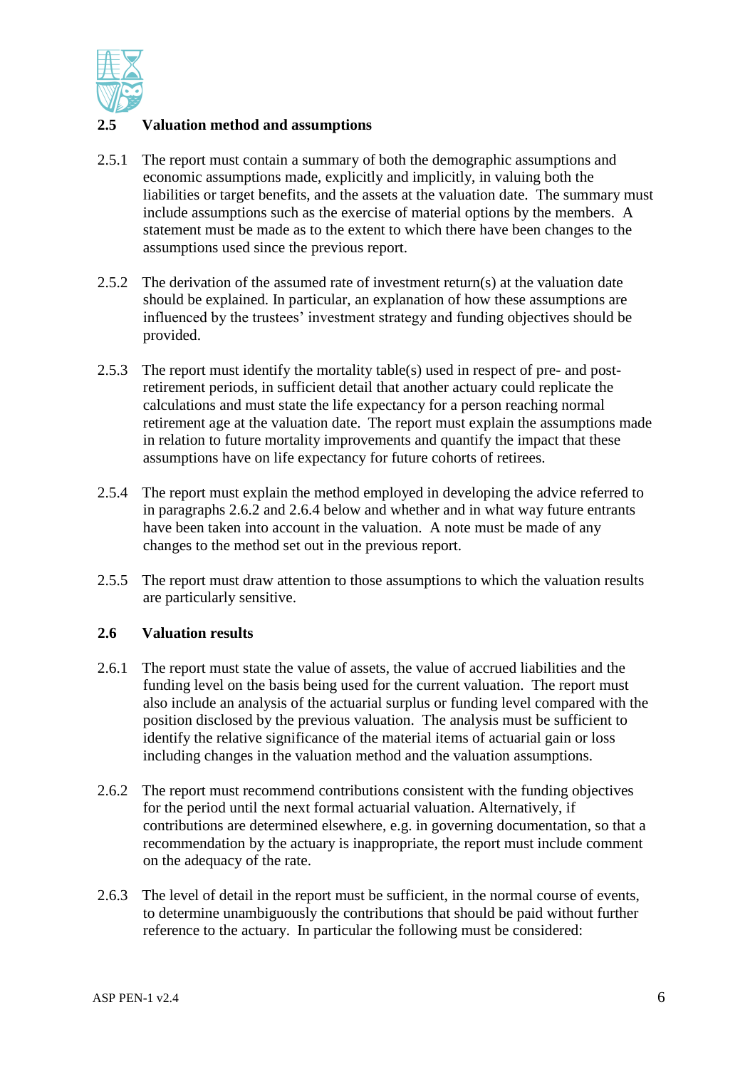## 2.5 Valuation method and assumptions

2.5.1 The report must contain a summary of both the demographic assumptions and economic assumptions made, explicitly and implicitly, in valuing both the liabilities or target benefits, and the assets at the valuation date. The summary must include assumptions such as the exercise of material options by the members. A statement must be made as to the extent to which there have been changes to the assumptions used since the previous report.

2.5.2 The derivation of the assumed rate of investment return(s) at the valuation date should be explained. In particular, an explanation of how these assumptions are influenced by the trustees' investment strategy and funding objectives should be provided.

2.5.3 The report must identify the mortality table(s) used in respect of pre- and post-retirement periods, in sufficient detail that another actuary could replicate the calculations and must state the life expectancy for a person reaching normal retirement age at the valuation date. The report must explain the assumptions made in relation to future mortality improvements and quantify the impact that these assumptions have on life expectancy for future cohorts of retirees.

2.5.4 The report must explain the method employed in developing the advice referred to in paragraphs 2.6.2 and 2.6.4 below and whether and in what way future entrants have been taken into account in the valuation. A note must be made of any changes to the method set out in the previous report.

2.5.5 The report must draw attention to those assumptions to which the valuation results are particularly sensitive.

## 2.6 Valuation results

2.6.1 The report must state the value of assets, the value of accrued liabilities and the funding level on the basis being used for the current valuation. The report must also include an analysis of the actuarial surplus or funding level compared with the position disclosed by the previous valuation. The analysis must be sufficient to identify the relative significance of the material items of actuarial gain or loss including changes in the valuation method and the valuation assumptions.

2.6.2 The report must recommend contributions consistent with the funding objectives for the period until the next formal actuarial valuation. Alternatively, if contributions are determined elsewhere, e.g. in governing documentation, so that a recommendation by the actuary is inappropriate, the report must include comment on the adequacy of the rate.

2.6.3 The level of detail in the report must be sufficient, in the normal course of events, to determine unambiguously the contributions that should be paid without further reference to the actuary. In particular the following must be considered: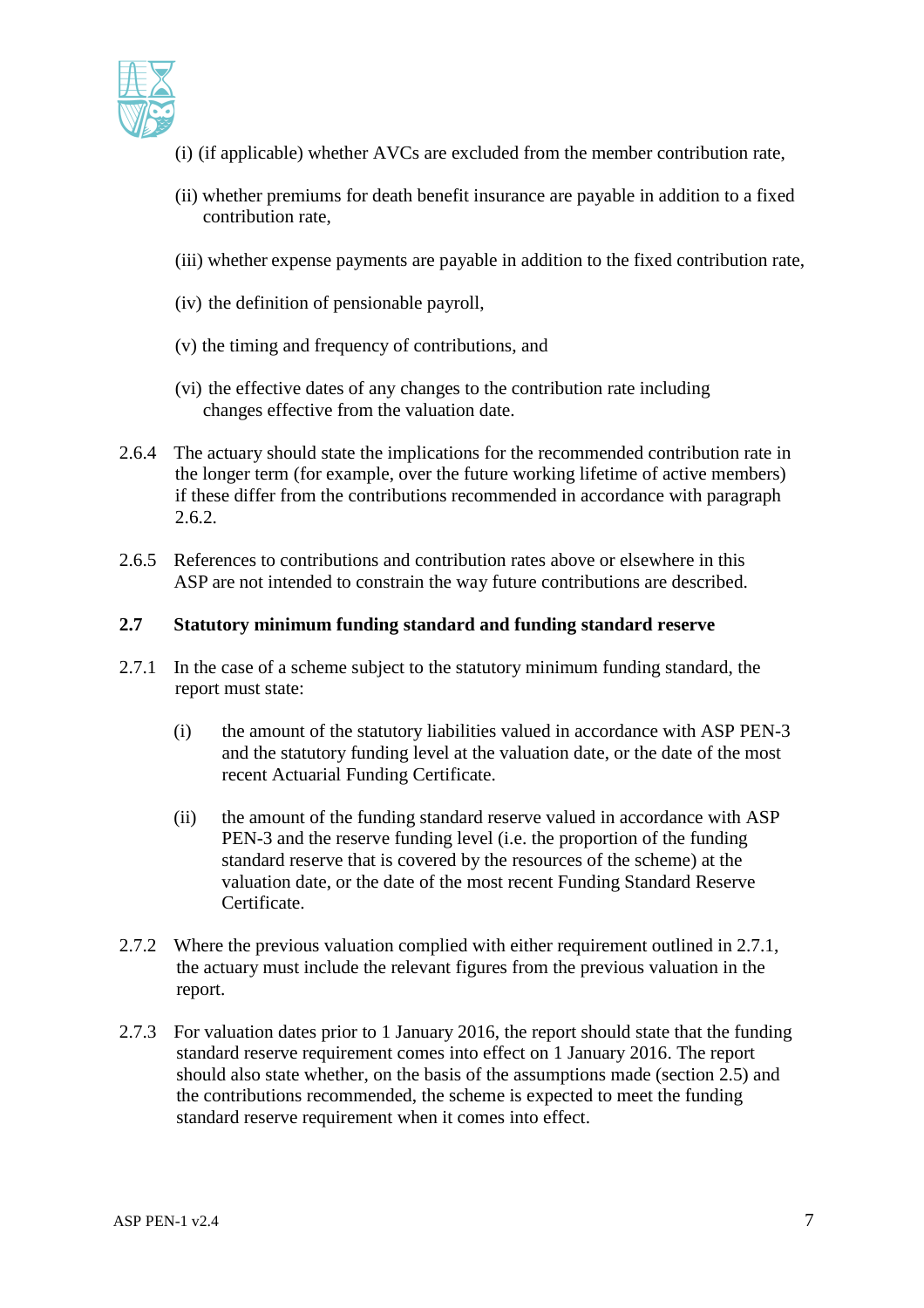(i) (if applicable) whether AVCs are excluded from the member contribution rate,

(ii) whether premiums for death benefit insurance are payable in addition to a fixed contribution rate,

(iii) whether expense payments are payable in addition to the fixed contribution rate,

(iv) the definition of pensionable payroll,

(v) the timing and frequency of contributions, and

(vi) the effective dates of any changes to the contribution rate including changes effective from the valuation date.

2.6.4 The actuary should state the implications for the recommended contribution rate in the longer term (for example, over the future working lifetime of active members) if these differ from the contributions recommended in accordance with paragraph 2.6.2.

2.6.5 References to contributions and contribution rates above or elsewhere in this ASP are not intended to constrain the way future contributions are described.

### 2.7 Statutory minimum funding standard and funding standard reserve

2.7.1 In the case of a scheme subject to the statutory minimum funding standard, the report must state:

(i) the amount of the statutory liabilities valued in accordance with ASP PEN-3 and the statutory funding level at the valuation date, or the date of the most recent Actuarial Funding Certificate.

(ii) the amount of the funding standard reserve valued in accordance with ASP PEN-3 and the reserve funding level (i.e. the proportion of the funding standard reserve that is covered by the resources of the scheme) at the valuation date, or the date of the most recent Funding Standard Reserve Certificate.

2.7.2 Where the previous valuation complied with either requirement outlined in 2.7.1, the actuary must include the relevant figures from the previous valuation in the report.

2.7.3 For valuation dates prior to 1 January 2016, the report should state that the funding standard reserve requirement comes into effect on 1 January 2016. The report should also state whether, on the basis of the assumptions made (section 2.5) and the contributions recommended, the scheme is expected to meet the funding standard reserve requirement when it comes into effect.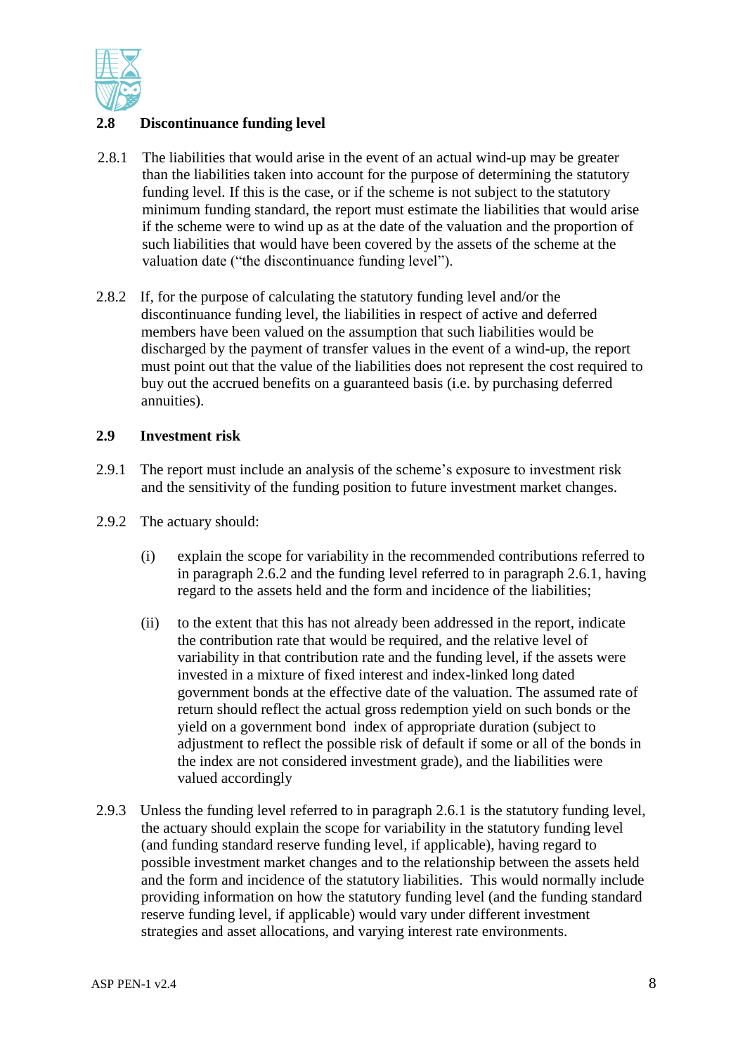## 2.8 Discontinuance funding level

2.8.1 The liabilities that would arise in the event of an actual wind-up may be greater than the liabilities taken into account for the purpose of determining the statutory funding level. If this is the case, or if the scheme is not subject to the statutory minimum funding standard, the report must estimate the liabilities that would arise if the scheme were to wind up as at the date of the valuation and the proportion of such liabilities that would have been covered by the assets of the scheme at the valuation date ("the discontinuance funding level").

2.8.2 If, for the purpose of calculating the statutory funding level and/or the discontinuance funding level, the liabilities in respect of active and deferred members have been valued on the assumption that such liabilities would be discharged by the payment of transfer values in the event of a wind-up, the report must point out that the value of the liabilities does not represent the cost required to buy out the accrued benefits on a guaranteed basis (i.e. by purchasing deferred annuities).

## 2.9 Investment risk

2.9.1 The report must include an analysis of the scheme's exposure to investment risk and the sensitivity of the funding position to future investment market changes.

2.9.2 The actuary should:

(i) explain the scope for variability in the recommended contributions referred to in paragraph 2.6.2 and the funding level referred to in paragraph 2.6.1, having regard to the assets held and the form and incidence of the liabilities;

(ii) to the extent that this has not already been addressed in the report, indicate the contribution rate that would be required, and the relative level of variability in that contribution rate and the funding level, if the assets were invested in a mixture of fixed interest and index-linked long dated government bonds at the effective date of the valuation. The assumed rate of return should reflect the actual gross redemption yield on such bonds or the yield on a government bond index of appropriate duration (subject to adjustment to reflect the possible risk of default if some or all of the bonds in the index are not considered investment grade), and the liabilities were valued accordingly

2.9.3 Unless the funding level referred to in paragraph 2.6.1 is the statutory funding level, the actuary should explain the scope for variability in the statutory funding level (and funding standard reserve funding level, if applicable), having regard to possible investment market changes and to the relationship between the assets held and the form and incidence of the statutory liabilities. This would normally include providing information on how the statutory funding level (and the funding standard reserve funding level, if applicable) would vary under different investment strategies and asset allocations, and varying interest rate environments.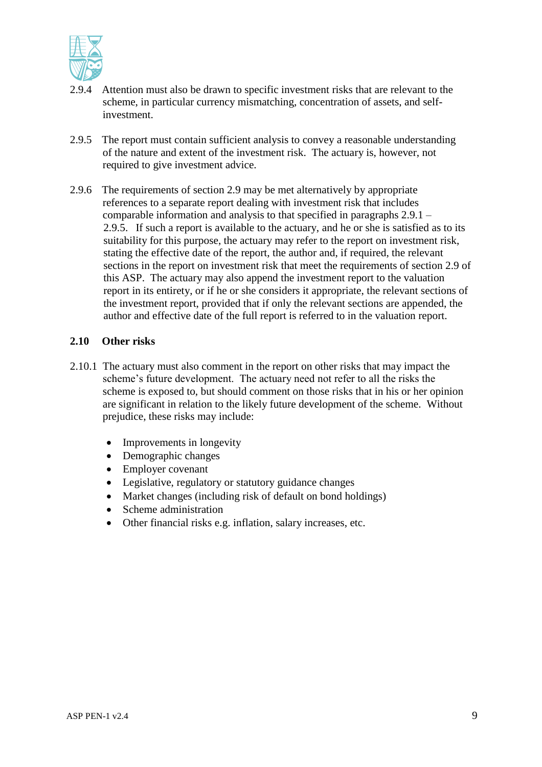2.9.4 Attention must also be drawn to specific investment risks that are relevant to the scheme, in particular currency mismatching, concentration of assets, and self-investment.

2.9.5 The report must contain sufficient analysis to convey a reasonable understanding of the nature and extent of the investment risk. The actuary is, however, not required to give investment advice.

2.9.6 The requirements of section 2.9 may be met alternatively by appropriate references to a separate report dealing with investment risk that includes comparable information and analysis to that specified in paragraphs 2.9.1 – 2.9.5. If such a report is available to the actuary, and he or she is satisfied as to its suitability for this purpose, the actuary may refer to the report on investment risk, stating the effective date of the report, the author and, if required, the relevant sections in the report on investment risk that meet the requirements of section 2.9 of this ASP. The actuary may also append the investment report to the valuation report in its entirety, or if he or she considers it appropriate, the relevant sections of the investment report, provided that if only the relevant sections are appended, the author and effective date of the full report is referred to in the valuation report.

### 2.10 Other risks

2.10.1 The actuary must also comment in the report on other risks that may impact the scheme's future development. The actuary need not refer to all the risks the scheme is exposed to, but should comment on those risks that in his or her opinion are significant in relation to the likely future development of the scheme. Without prejudice, these risks may include:

- Improvements in longevity
- Demographic changes
- Employer covenant
- Legislative, regulatory or statutory guidance changes
- Market changes (including risk of default on bond holdings)
- Scheme administration
- Other financial risks e.g. inflation, salary increases, etc.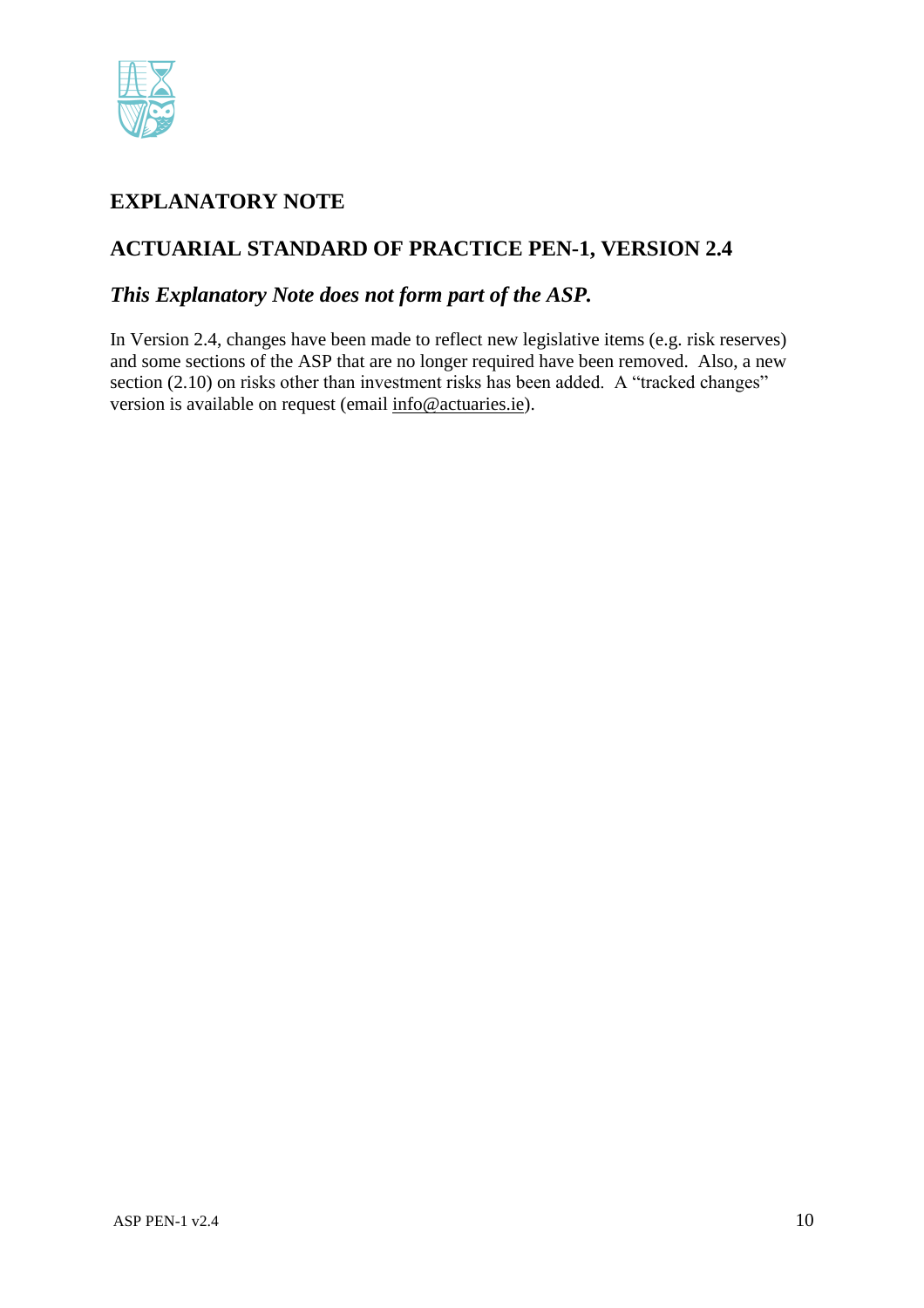## EXPLANATORY NOTE

## ACTUARIAL STANDARD OF PRACTICE PEN-1, VERSION 2.4

### *This Explanatory Note does not form part of the ASP.*

In Version 2.4, changes have been made to reflect new legislative items (e.g. risk reserves) and some sections of the ASP that are no longer required have been removed. Also, a new section (2.10) on risks other than investment risks has been added. A "tracked changes" version is available on request (email info@actuaries.ie).